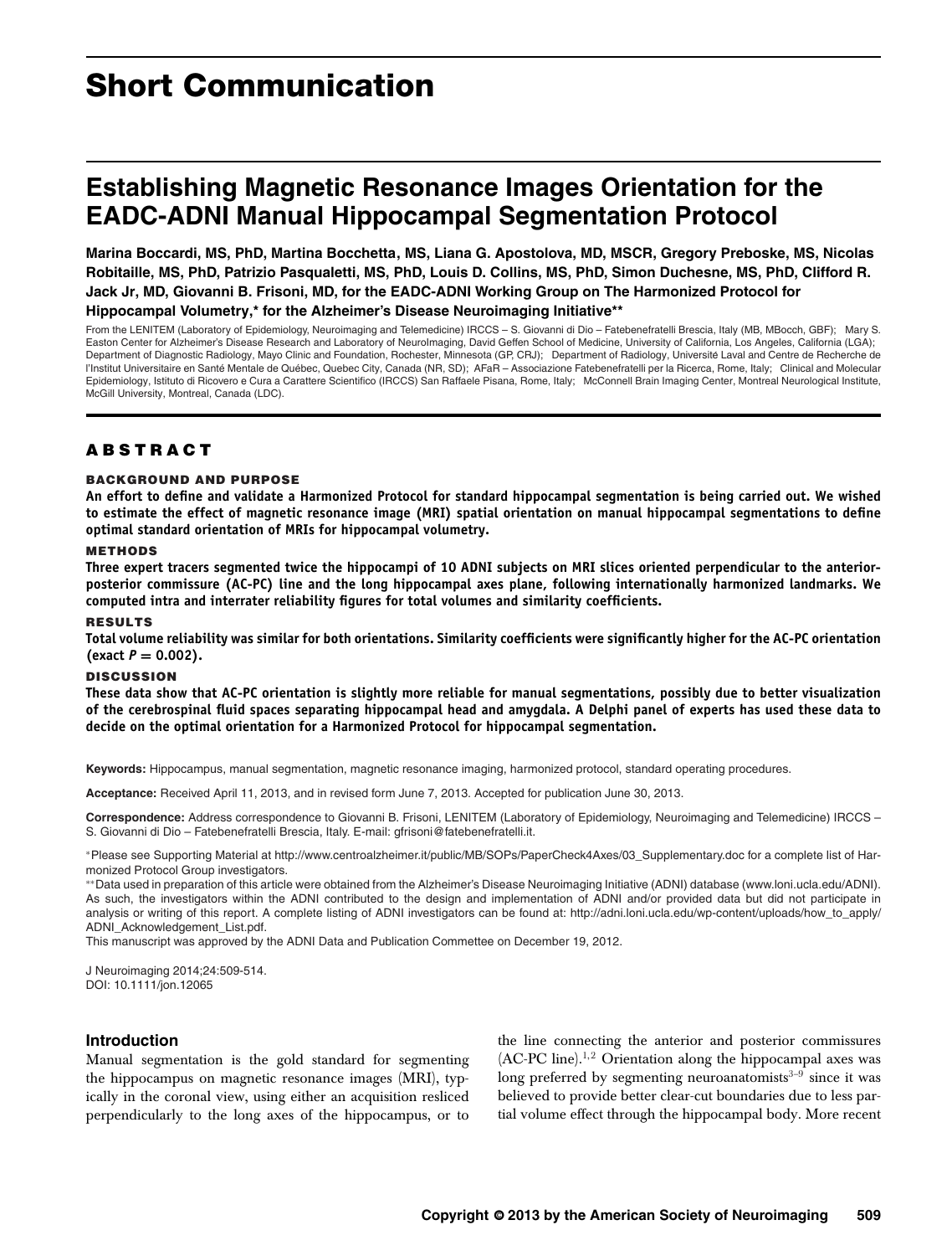# Short Communication

# Establishing Magnetic Resonance Images Orientation for the EADC-ADNI Manual Hippocampal Segmentation Protocol

**Marina Boccardi, MS, PhD, Martina Bocchetta, MS, Liana G. Apostolova, MD, MSCR, Gregory Preboske, MS, Nicolas Robitaille, MS, PhD, Patrizio Pasqualetti, MS, PhD, Louis D. Collins, MS, PhD, Simon Duchesne, MS, PhD, Clifford R. Jack Jr, MD, Giovanni B. Frisoni, MD, for the EADC-ADNI Working Group on The Harmonized Protocol for Hippocampal Volumetry,* for the Alzheimer's Disease Neuroimaging Initiative****

From the LENITEM (Laboratory of Epidemiology, Neuroimaging and Telemedicine) IRCCS – S. Giovanni di Dio – Fatebenefratelli Brescia, Italy (MB, MBocch, GBF); Mary S. Easton Center for Alzheimer's Disease Research and Laboratory of NeuroImaging, David Geffen School of Medicine, University of California, Los Angeles, California (LGA); Department of Diagnostic Radiology, Mayo Clinic and Foundation, Rochester, Minnesota (GP, CRJ); Department of Radiology, Université Laval and Centre de Recherche de l'Institut Universitaire en Santé Mentale de Québec, Quebec City, Canada (NR, SD); AFaR – Associazione Fatebenefratelli per la Ricerca, Rome, Italy; Clinical and Molecular Epidemiology, Istituto di Ricovero e Cura a Carattere Scientifico (IRCCS) San Raffaele Pisana, Rome, Italy; McConnell Brain Imaging Center, Montreal Neurological Institute, McGill University, Montreal, Canada (LDC).

## ABSTRACT

### BACKGROUND AND PURPOSE

**An effort to define and validate a Harmonized Protocol for standard hippocampal segmentation is being carried out. We wished to estimate the effect of magnetic resonance image (MRI) spatial orientation on manual hippocampal segmentations to define optimal standard orientation of MRIs for hippocampal volumetry.**

### METHODS

**Three expert tracers segmented twice the hippocampi of 10 ADNI subjects on MRI slices oriented perpendicular to the anterior-posterior commissure (AC-PC) line and the long hippocampal axes plane, following internationally harmonized landmarks. We computed intra and interrater reliability figures for total volumes and similarity coefficients.**

### RESULTS

**Total volume reliability was similar for both orientations. Similarity coefficients were significantly higher for the AC-PC orientation (exact $P = 0.002$).**

### DISCUSSION

**These data show that AC-PC orientation is slightly more reliable for manual segmentations, possibly due to better visualization of the cerebrospinal fluid spaces separating hippocampal head and amygdala. A Delphi panel of experts has used these data to decide on the optimal orientation for a Harmonized Protocol for hippocampal segmentation.**

**Keywords:** Hippocampus, manual segmentation, magnetic resonance imaging, harmonized protocol, standard operating procedures.

**Acceptance:** Received April 11, 2013, and in revised form June 7, 2013. Accepted for publication June 30, 2013.

**Correspondence:** Address correspondence to Giovanni B. Frisoni, LENITEM (Laboratory of Epidemiology, Neuroimaging and Telemedicine) IRCCS – S. Giovanni di Dio – Fatebenefratelli Brescia, Italy. E-mail: gfrisoni@fatebenefratelli.it.

*Please see Supporting Material at http://www.centroalzheimer.it/public/MB/SOPs/PaperCheck4Axes/03_Supplementary.doc for a complete list of Harmonized Protocol Group investigators.

**Data used in preparation of this article were obtained from the Alzheimer's Disease Neuroimaging Initiative (ADNI) database (www.loni.ucla.edu/ADNI). As such, the investigators within the ADNI contributed to the design and implementation of ADNI and/or provided data but did not participate in analysis or writing of this report. A complete listing of ADNI investigators can be found at: http://adni.loni.ucla.edu/wp-content/uploads/how_to_apply/ADNI_Acknowledgement_List.pdf.

This manuscript was approved by the ADNI Data and Publication Commettee on December 19, 2012.

J Neuroimaging 2014;24:509-514.
DOI: 10.1111/jon.12065

## Introduction

Manual segmentation is the gold standard for segmenting the hippocampus on magnetic resonance images (MRI), typically in the coronal view, using either an acquisition resliced perpendicularly to the long axes of the hippocampus, or to the line connecting the anterior and posterior commissures (AC-PC line).[1,2] Orientation along the hippocampal axes was long preferred by segmenting neuroanatomists[3–9] since it was believed to provide better clear-cut boundaries due to less partial volume effect through the hippocampal body. More recent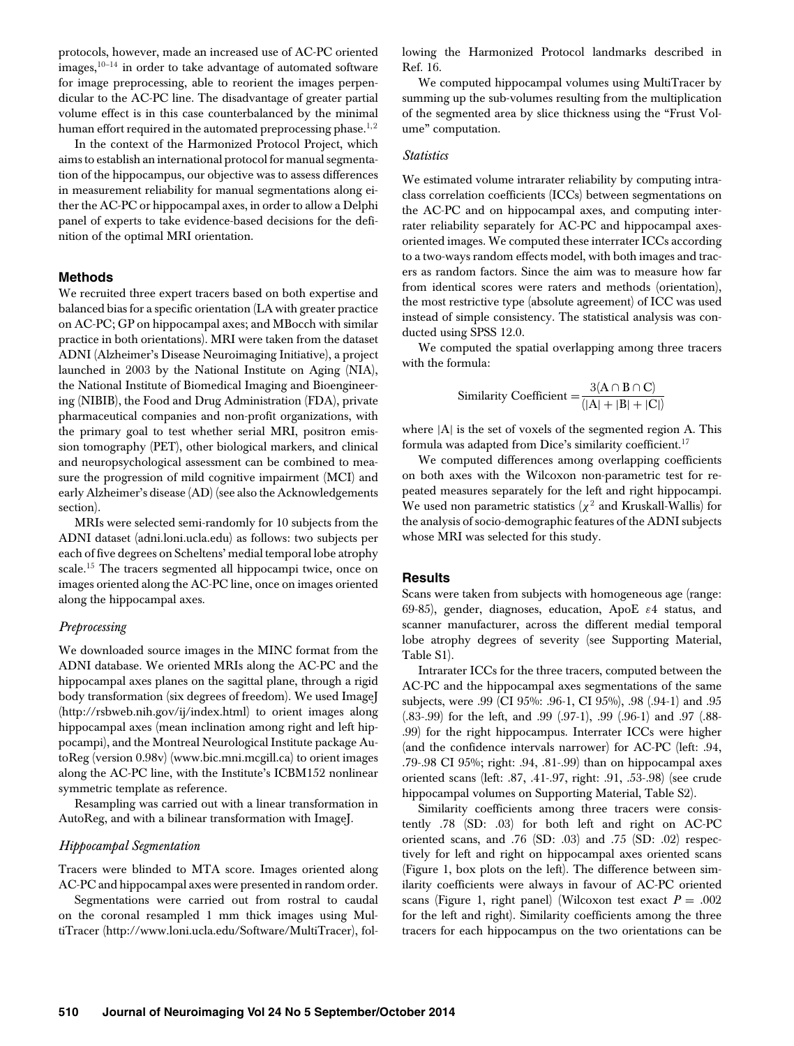protocols, however, made an increased use of AC-PC oriented images,[10–14] in order to take advantage of automated software for image preprocessing, able to reorient the images perpendicular to the AC-PC line. The disadvantage of greater partial volume effect is in this case counterbalanced by the minimal human effort required in the automated preprocessing phase.[1,2]

In the context of the Harmonized Protocol Project, which aims to establish an international protocol for manual segmentation of the hippocampus, our objective was to assess differences in measurement reliability for manual segmentations along either the AC-PC or hippocampal axes, in order to allow a Delphi panel of experts to take evidence-based decisions for the definition of the optimal MRI orientation.

## Methods

We recruited three expert tracers based on both expertise and balanced bias for a specific orientation (LA with greater practice on AC-PC; GP on hippocampal axes; and MBocch with similar practice in both orientations). MRI were taken from the dataset ADNI (Alzheimer's Disease Neuroimaging Initiative), a project launched in 2003 by the National Institute on Aging (NIA), the National Institute of Biomedical Imaging and Bioengineering (NIBIB), the Food and Drug Administration (FDA), private pharmaceutical companies and non-profit organizations, with the primary goal to test whether serial MRI, positron emission tomography (PET), other biological markers, and clinical and neuropsychological assessment can be combined to measure the progression of mild cognitive impairment (MCI) and early Alzheimer's disease (AD) (see also the Acknowledgements section).

MRIs were selected semi-randomly for 10 subjects from the ADNI dataset (adni.loni.ucla.edu) as follows: two subjects per each of five degrees on Scheltens' medial temporal lobe atrophy scale.[15] The tracers segmented all hippocampi twice, once on images oriented along the AC-PC line, once on images oriented along the hippocampal axes.

### *Preprocessing*

We downloaded source images in the MINC format from the ADNI database. We oriented MRIs along the AC-PC and the hippocampal axes planes on the sagittal plane, through a rigid body transformation (six degrees of freedom). We used ImageJ (http://rsbweb.nih.gov/ij/index.html) to orient images along hippocampal axes (mean inclination among right and left hippocampi), and the Montreal Neurological Institute package AutoReg (version 0.98v) (www.bic.mni.mcgill.ca) to orient images along the AC-PC line, with the Institute's ICBM152 nonlinear symmetric template as reference.

Resampling was carried out with a linear transformation in AutoReg, and with a bilinear transformation with ImageJ.

### *Hippocampal Segmentation*

Tracers were blinded to MTA score. Images oriented along AC-PC and hippocampal axes were presented in random order.

Segmentations were carried out from rostral to caudal on the coronal resampled 1 mm thick images using MultiTracer (http://www.loni.ucla.edu/Software/MultiTracer), following the Harmonized Protocol landmarks described in Ref. 16.

We computed hippocampal volumes using MultiTracer by summing up the sub-volumes resulting from the multiplication of the segmented area by slice thickness using the "Frust Volume" computation.

### *Statistics*

We estimated volume intrarater reliability by computing intraclass correlation coefficients (ICCs) between segmentations on the AC-PC and on hippocampal axes, and computing interrater reliability separately for AC-PC and hippocampal axes-oriented images. We computed these interrater ICCs according to a two-ways random effects model, with both images and tracers as random factors. Since the aim was to measure how far from identical scores were raters and methods (orientation), the most restrictive type (absolute agreement) of ICC was used instead of simple consistency. The statistical analysis was conducted using SPSS 12.0.

We computed the spatial overlapping among three tracers with the formula:

$$\text{Similarity Coefficient} = \frac{3(A \cap B \cap C)}{(|A| + |B| + |C|)}$$

where $|A|$ is the set of voxels of the segmented region A. This formula was adapted from Dice's similarity coefficient.[17]

We computed differences among overlapping coefficients on both axes with the Wilcoxon non-parametric test for repeated measures separately for the left and right hippocampi. We used non parametric statistics ($\chi^2$ and Kruskall-Wallis) for the analysis of socio-demographic features of the ADNI subjects whose MRI was selected for this study.

## Results

Scans were taken from subjects with homogeneous age (range: 69-85), gender, diagnoses, education, ApoE $\varepsilon 4$ status, and scanner manufacturer, across the different medial temporal lobe atrophy degrees of severity (see Supporting Material, Table S1).

Intrarater ICCs for the three tracers, computed between the AC-PC and the hippocampal axes segmentations of the same subjects, were .99 (CI 95%: .96-1, CI 95%), .98 (.94-1) and .95 (.83-.99) for the left, and .99 (.97-1), .99 (.96-1) and .97 (.88-.99) for the right hippocampus. Interrater ICCs were higher (and the confidence intervals narrower) for AC-PC (left: .94, .79-.98 CI 95%; right: .94, .81-.99) than on hippocampal axes oriented scans (left: .87, .41-.97, right: .91, .53-.98) (see crude hippocampal volumes on Supporting Material, Table S2).

Similarity coefficients among three tracers were consistently .78 (SD: .03) for both left and right on AC-PC oriented scans, and .76 (SD: .03) and .75 (SD: .02) respectively for left and right on hippocampal axes oriented scans (Figure 1, box plots on the left). The difference between similarity coefficients were always in favour of AC-PC oriented scans (Figure 1, right panel) (Wilcoxon test exact $P = .002$ for the left and right). Similarity coefficients among the three tracers for each hippocampus on the two orientations can be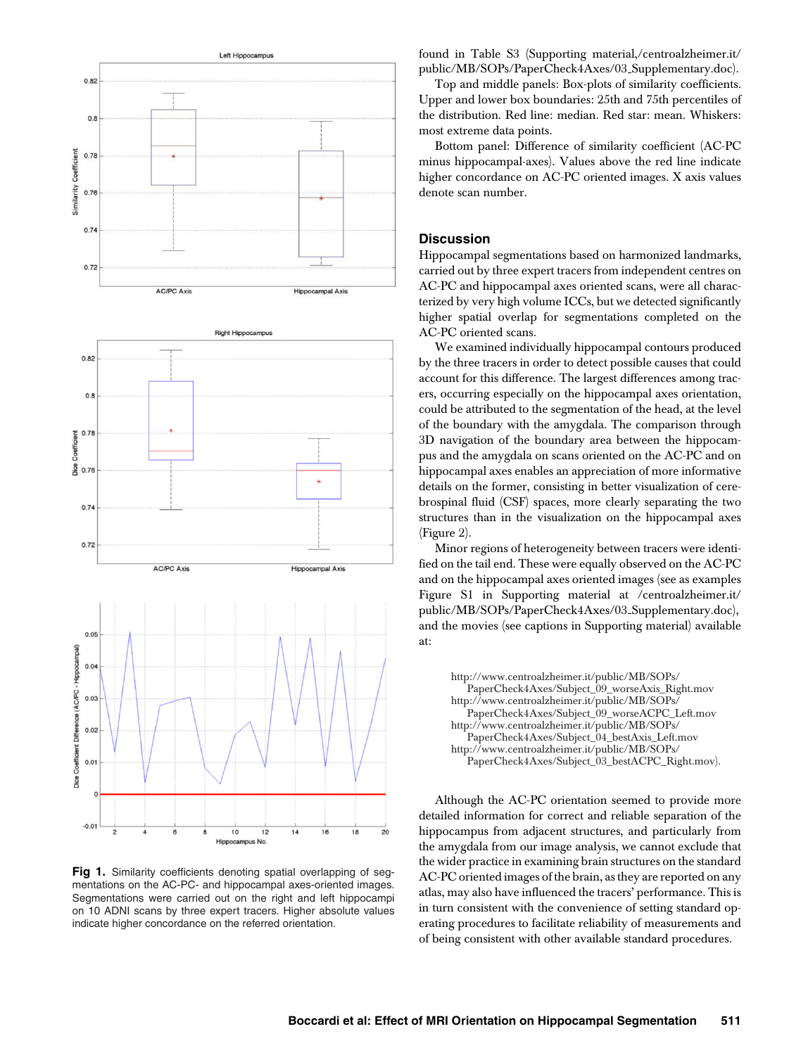**Fig 1.** Similarity coefficients denoting spatial overlapping of segmentations on the AC-PC- and hippocampal axes-oriented images. Segmentations were carried out on the right and left hippocampi on 10 ADNI scans by three expert tracers. Higher absolute values indicate higher concordance on the referred orientation.

found in Table S3 (Supporting material,/centroalzheimer.it/public/MB/SOPs/PaperCheck4Axes/03_Supplementary.doc).

Top and middle panels: Box-plots of similarity coefficients. Upper and lower box boundaries: 25th and 75th percentiles of the distribution. Red line: median. Red star: mean. Whiskers: most extreme data points.

Bottom panel: Difference of similarity coefficient (AC-PC minus hippocampal-axes). Values above the red line indicate higher concordance on AC-PC oriented images. X axis values denote scan number.

## Discussion

Hippocampal segmentations based on harmonized landmarks, carried out by three expert tracers from independent centres on AC-PC and hippocampal axes oriented scans, were all characterized by very high volume ICCs, but we detected significantly higher spatial overlap for segmentations completed on the AC-PC oriented scans.

We examined individually hippocampal contours produced by the three tracers in order to detect possible causes that could account for this difference. The largest differences among tracers, occurring especially on the hippocampal axes orientation, could be attributed to the segmentation of the head, at the level of the boundary with the amygdala. The comparison through 3D navigation of the boundary area between the hippocampus and the amygdala on scans oriented on the AC-PC and on hippocampal axes enables an appreciation of more informative details on the former, consisting in better visualization of cerebrospinal fluid (CSF) spaces, more clearly separating the two structures than in the visualization on the hippocampal axes (Figure 2).

Minor regions of heterogeneity between tracers were identified on the tail end. These were equally observed on the AC-PC and on the hippocampal axes oriented images (see as examples Figure S1 in Supporting material at /centroalzheimer.it/public/MB/SOPs/PaperCheck4Axes/03_Supplementary.doc), and the movies (see captions in Supporting material) available at:

> http://www.centroalzheimer.it/public/MB/SOPs/PaperCheck4Axes/Subject_09_worseAxis_Right.mov
> http://www.centroalzheimer.it/public/MB/SOPs/PaperCheck4Axes/Subject_09_worseACPC_Left.mov
> http://www.centroalzheimer.it/public/MB/SOPs/PaperCheck4Axes/Subject_04_bestAxis_Left.mov
> http://www.centroalzheimer.it/public/MB/SOPs/PaperCheck4Axes/Subject_03_bestACPC_Right.mov).

Although the AC-PC orientation seemed to provide more detailed information for correct and reliable separation of the hippocampus from adjacent structures, and particularly from the amygdala from our image analysis, we cannot exclude that the wider practice in examining brain structures on the standard AC-PC oriented images of the brain, as they are reported on any atlas, may also have influenced the tracers' performance. This is in turn consistent with the convenience of setting standard operating procedures to facilitate reliability of measurements and of being consistent with other available standard procedures.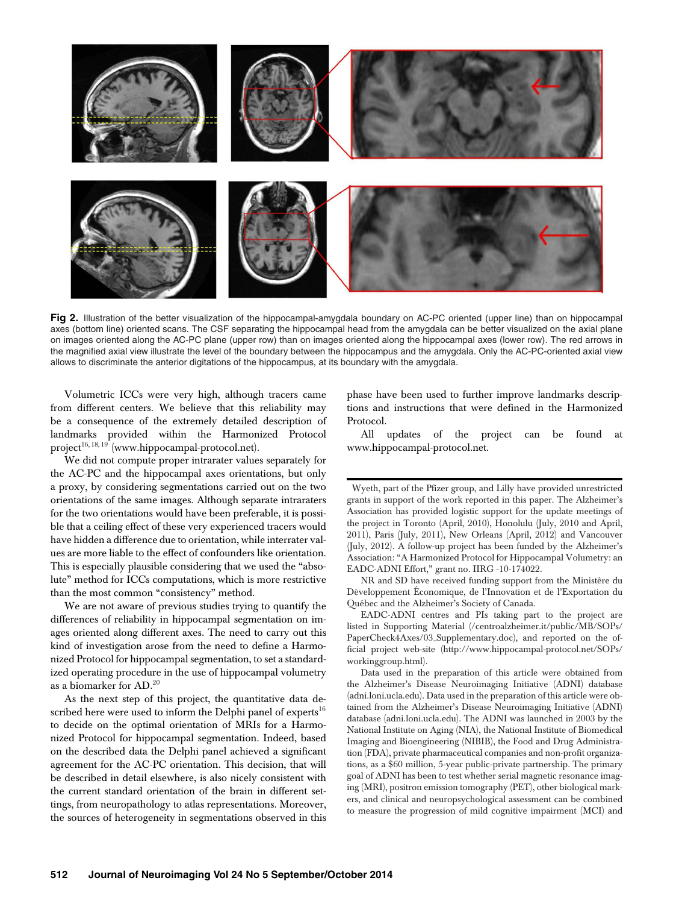**Fig 2.** Illustration of the better visualization of the hippocampal-amygdala boundary on AC-PC oriented (upper line) than on hippocampal axes (bottom line) oriented scans. The CSF separating the hippocampal head from the amygdala can be better visualized on the axial plane on images oriented along the AC-PC plane (upper row) than on images oriented along the hippocampal axes (lower row). The red arrows in the magnified axial view illustrate the level of the boundary between the hippocampus and the amygdala. Only the AC-PC-oriented axial view allows to discriminate the anterior digitations of the hippocampus, at its boundary with the amygdala.

Volumetric ICCs were very high, although tracers came from different centers. We believe that this reliability may be a consequence of the extremely detailed description of landmarks provided within the Harmonized Protocol project[16,18,19] (www.hippocampal-protocol.net).

We did not compute proper intrarater values separately for the AC-PC and the hippocampal axes orientations, but only a proxy, by considering segmentations carried out on the two orientations of the same images. Although separate intraraters for the two orientations would have been preferable, it is possible that a ceiling effect of these very experienced tracers would have hidden a difference due to orientation, while interrater values are more liable to the effect of confounders like orientation. This is especially plausible considering that we used the "absolute" method for ICCs computations, which is more restrictive than the most common "consistency" method.

We are not aware of previous studies trying to quantify the differences of reliability in hippocampal segmentation on images oriented along different axes. The need to carry out this kind of investigation arose from the need to define a Harmonized Protocol for hippocampal segmentation, to set a standardized operating procedure in the use of hippocampal volumetry as a biomarker for AD.[20]

As the next step of this project, the quantitative data described here were used to inform the Delphi panel of experts[16] to decide on the optimal orientation of MRIs for a Harmonized Protocol for hippocampal segmentation. Indeed, based on the described data the Delphi panel achieved a significant agreement for the AC-PC orientation. This decision, that will be described in detail elsewhere, is also nicely consistent with the current standard orientation of the brain in different settings, from neuropathology to atlas representations. Moreover, the sources of heterogeneity in segmentations observed in this phase have been used to further improve landmarks descriptions and instructions that were defined in the Harmonized Protocol.

All updates of the project can be found at www.hippocampal-protocol.net.

---

Wyeth, part of the Pfizer group, and Lilly have provided unrestricted grants in support of the work reported in this paper. The Alzheimer's Association has provided logistic support for the update meetings of the project in Toronto (April, 2010), Honolulu (July, 2010 and April, 2011), Paris (July, 2011), New Orleans (April, 2012) and Vancouver (July, 2012). A follow-up project has been funded by the Alzheimer's Association: "A Harmonized Protocol for Hippocampal Volumetry: an EADC-ADNI Effort," grant no. IIRG -10-174022.

NR and SD have received funding support from the Ministère du Développement Économique, de l'Innovation et de l'Exportation du Québec and the Alzheimer's Society of Canada.

EADC-ADNI centres and PIs taking part to the project are listed in Supporting Material (/centroalzheimer.it/public/MB/SOPs/PaperCheck4Axes/03_Supplementary.doc), and reported on the official project web-site (http://www.hippocampal-protocol.net/SOPs/workinggroup.html).

Data used in the preparation of this article were obtained from the Alzheimer's Disease Neuroimaging Initiative (ADNI) database (adni.loni.ucla.edu). Data used in the preparation of this article were obtained from the Alzheimer's Disease Neuroimaging Initiative (ADNI) database (adni.loni.ucla.edu). The ADNI was launched in 2003 by the National Institute on Aging (NIA), the National Institute of Biomedical Imaging and Bioengineering (NIBIB), the Food and Drug Administration (FDA), private pharmaceutical companies and non-profit organizations, as a $60 million, 5-year public-private partnership. The primary goal of ADNI has been to test whether serial magnetic resonance imaging (MRI), positron emission tomography (PET), other biological markers, and clinical and neuropsychological assessment can be combined to measure the progression of mild cognitive impairment (MCI) and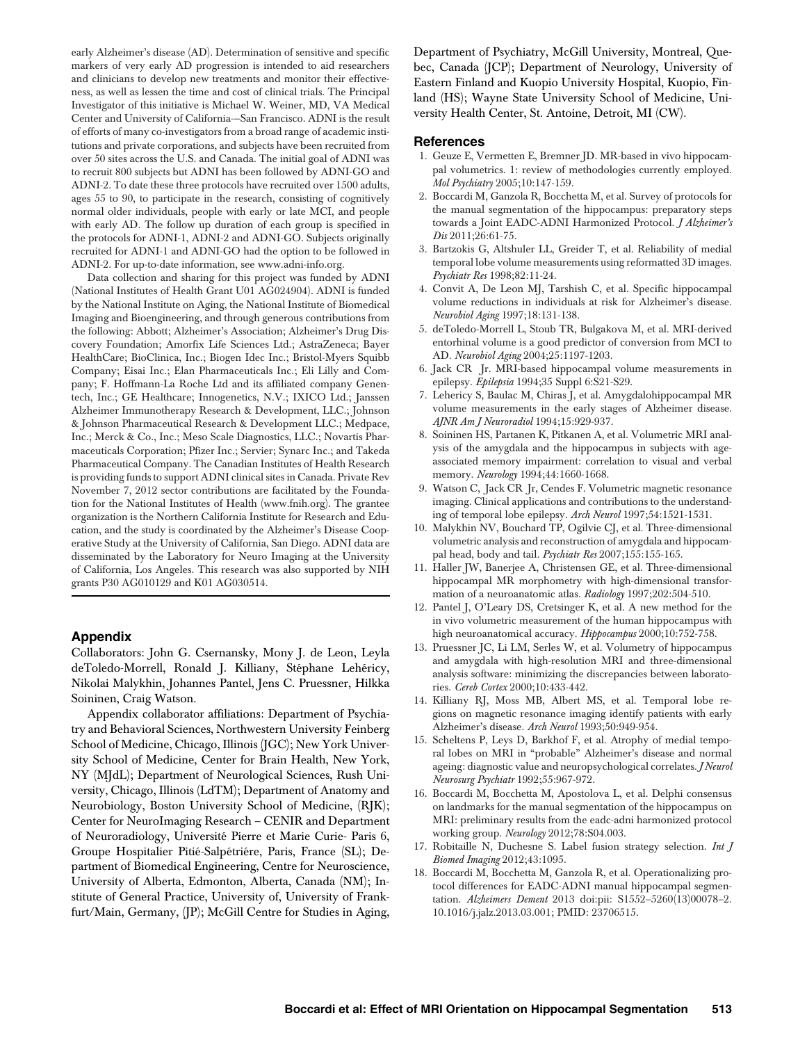early Alzheimer's disease (AD). Determination of sensitive and specific markers of very early AD progression is intended to aid researchers and clinicians to develop new treatments and monitor their effectiveness, as well as lessen the time and cost of clinical trials. The Principal Investigator of this initiative is Michael W. Weiner, MD, VA Medical Center and University of California–-San Francisco. ADNI is the result of efforts of many co-investigators from a broad range of academic institutions and private corporations, and subjects have been recruited from over 50 sites across the U.S. and Canada. The initial goal of ADNI was to recruit 800 subjects but ADNI has been followed by ADNI-GO and ADNI-2. To date these three protocols have recruited over 1500 adults, ages 55 to 90, to participate in the research, consisting of cognitively normal older individuals, people with early or late MCI, and people with early AD. The follow up duration of each group is specified in the protocols for ADNI-1, ADNI-2 and ADNI-GO. Subjects originally recruited for ADNI-1 and ADNI-GO had the option to be followed in ADNI-2. For up-to-date information, see www.adni-info.org.

Data collection and sharing for this project was funded by ADNI (National Institutes of Health Grant U01 AG024904). ADNI is funded by the National Institute on Aging, the National Institute of Biomedical Imaging and Bioengineering, and through generous contributions from the following: Abbott; Alzheimer's Association; Alzheimer's Drug Discovery Foundation; Amorfix Life Sciences Ltd.; AstraZeneca; Bayer HealthCare; BioClinica, Inc.; Biogen Idec Inc.; Bristol-Myers Squibb Company; Eisai Inc.; Elan Pharmaceuticals Inc.; Eli Lilly and Company; F. Hoffmann-La Roche Ltd and its affiliated company Genentech, Inc.; GE Healthcare; Innogenetics, N.V.; IXICO Ltd.; Janssen Alzheimer Immunotherapy Research & Development, LLC.; Johnson & Johnson Pharmaceutical Research & Development LLC.; Medpace, Inc.; Merck & Co., Inc.; Meso Scale Diagnostics, LLC.; Novartis Pharmaceuticals Corporation; Pfizer Inc.; Servier; Synarc Inc.; and Takeda Pharmaceutical Company. The Canadian Institutes of Health Research is providing funds to support ADNI clinical sites in Canada. Private Rev November 7, 2012 sector contributions are facilitated by the Foundation for the National Institutes of Health (www.fnih.org). The grantee organization is the Northern California Institute for Research and Education, and the study is coordinated by the Alzheimer's Disease Cooperative Study at the University of California, San Diego. ADNI data are disseminated by the Laboratory for Neuro Imaging at the University of California, Los Angeles. This research was also supported by NIH grants P30 AG010129 and K01 AG030514.

## Appendix

Collaborators: John G. Csernansky, Mony J. de Leon, Leyla deToledo-Morrell, Ronald J. Killiany, Stêphane Lehêricy, Nikolai Malykhin, Johannes Pantel, Jens C. Pruessner, Hilkka Soininen, Craig Watson.

Appendix collaborator affiliations: Department of Psychiatry and Behavioral Sciences, Northwestern University Feinberg School of Medicine, Chicago, Illinois (JGC); New York University School of Medicine, Center for Brain Health, New York, NY (MJdL); Department of Neurological Sciences, Rush University, Chicago, Illinois (LdTM); Department of Anatomy and Neurobiology, Boston University School of Medicine, (RJK); Center for NeuroImaging Research – CENIR and Department of Neuroradiology, Universitê Pierre et Marie Curie- Paris 6, Groupe Hospitalier Pitiê-Salpêtriêre, Paris, France (SL); Department of Biomedical Engineering, Centre for Neuroscience, University of Alberta, Edmonton, Alberta, Canada (NM); Institute of General Practice, University of, University of Frankfurt/Main, Germany, (JP); McGill Centre for Studies in Aging, Department of Psychiatry, McGill University, Montreal, Quebec, Canada (JCP); Department of Neurology, University of Eastern Finland and Kuopio University Hospital, Kuopio, Finland (HS); Wayne State University School of Medicine, University Health Center, St. Antoine, Detroit, MI (CW).

## References

1. Geuze E, Vermetten E, Bremner JD. MR-based in vivo hippocampal volumetrics. 1: review of methodologies currently employed. *Mol Psychiatry* 2005;10:147-159.
2. Boccardi M, Ganzola R, Bocchetta M, et al. Survey of protocols for the manual segmentation of the hippocampus: preparatory steps towards a Joint EADC-ADNI Harmonized Protocol. *J Alzheimer's Dis* 2011;26:61-75.
3. Bartzokis G, Altshuler LL, Greider T, et al. Reliability of medial temporal lobe volume measurements using reformatted 3D images. *Psychiatr Res* 1998;82:11-24.
4. Convit A, De Leon MJ, Tarshish C, et al. Specific hippocampal volume reductions in individuals at risk for Alzheimer's disease. *Neurobiol Aging* 1997;18:131-138.
5. deToledo-Morrell L, Stoub TR, Bulgakova M, et al. MRI-derived entorhinal volume is a good predictor of conversion from MCI to AD. *Neurobiol Aging* 2004;25:1197-1203.
6. Jack CR Jr. MRI-based hippocampal volume measurements in epilepsy. *Epilepsia* 1994;35 Suppl 6:S21-S29.
7. Lehericy S, Baulac M, Chiras J, et al. Amygdalohippocampal MR volume measurements in the early stages of Alzheimer disease. *AJNR Am J Neuroradiol* 1994;15:929-937.
8. Soininen HS, Partanen K, Pitkanen A, et al. Volumetric MRI analysis of the amygdala and the hippocampus in subjects with age-associated memory impairment: correlation to visual and verbal memory. *Neurology* 1994;44:1660-1668.
9. Watson C, Jack CR Jr, Cendes F. Volumetric magnetic resonance imaging. Clinical applications and contributions to the understanding of temporal lobe epilepsy. *Arch Neurol* 1997;54:1521-1531.
10. Malykhin NV, Bouchard TP, Ogilvie CJ, et al. Three-dimensional volumetric analysis and reconstruction of amygdala and hippocampal head, body and tail. *Psychiatr Res* 2007;155:155-165.
11. Haller JW, Banerjee A, Christensen GE, et al. Three-dimensional hippocampal MR morphometry with high-dimensional transformation of a neuroanatomic atlas. *Radiology* 1997;202:504-510.
12. Pantel J, O'Leary DS, Cretsinger K, et al. A new method for the in vivo volumetric measurement of the human hippocampus with high neuroanatomical accuracy. *Hippocampus* 2000;10:752-758.
13. Pruessner JC, Li LM, Serles W, et al. Volumetry of hippocampus and amygdala with high-resolution MRI and three-dimensional analysis software: minimizing the discrepancies between laboratories. *Cereb Cortex* 2000;10:433-442.
14. Killiany RJ, Moss MB, Albert MS, et al. Temporal lobe regions on magnetic resonance imaging identify patients with early Alzheimer's disease. *Arch Neurol* 1993;50:949-954.
15. Scheltens P, Leys D, Barkhof F, et al. Atrophy of medial temporal lobes on MRI in "probable" Alzheimer's disease and normal ageing: diagnostic value and neuropsychological correlates. *J Neurol Neurosurg Psychiatr* 1992;55:967-972.
16. Boccardi M, Bocchetta M, Apostolova L, et al. Delphi consensus on landmarks for the manual segmentation of the hippocampus on MRI: preliminary results from the eadc-adni harmonized protocol working group. *Neurology* 2012;78:S04.003.
17. Robitaille N, Duchesne S. Label fusion strategy selection. *Int J Biomed Imaging* 2012;43:1095.
18. Boccardi M, Bocchetta M, Ganzola R, et al. Operationalizing protocol differences for EADC-ADNI manual hippocampal segmentation. *Alzheimers Dement* 2013 doi:pii: S1552–5260(13)00078–2. 10.1016/j.jalz.2013.03.001; PMID: 23706515.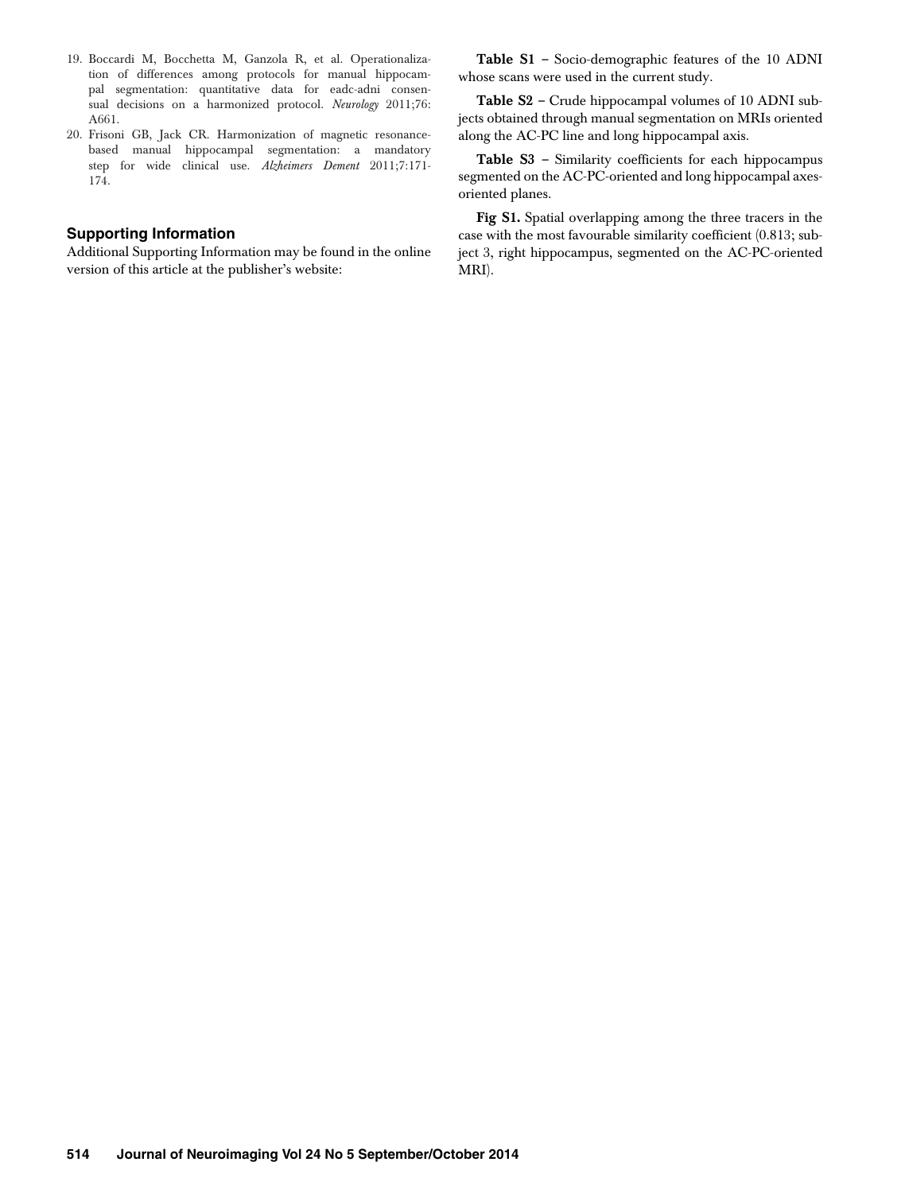19. Boccardi M, Bocchetta M, Ganzola R, et al. Operationalization of differences among protocols for manual hippocampal segmentation: quantitative data for eadc-adni consensual decisions on a harmonized protocol. *Neurology* 2011;76: A661.
20. Frisoni GB, Jack CR. Harmonization of magnetic resonance-based manual hippocampal segmentation: a mandatory step for wide clinical use. *Alzheimers Dement* 2011;7:171-174.

## Supporting Information

Additional Supporting Information may be found in the online version of this article at the publisher's website:

**Table S1** – Socio-demographic features of the 10 ADNI whose scans were used in the current study.

**Table S2** – Crude hippocampal volumes of 10 ADNI subjects obtained through manual segmentation on MRIs oriented along the AC-PC line and long hippocampal axis.

**Table S3** – Similarity coefficients for each hippocampus segmented on the AC-PC-oriented and long hippocampal axes-oriented planes.

**Fig S1.** Spatial overlapping among the three tracers in the case with the most favourable similarity coefficient (0.813; subject 3, right hippocampus, segmented on the AC-PC-oriented MRI).